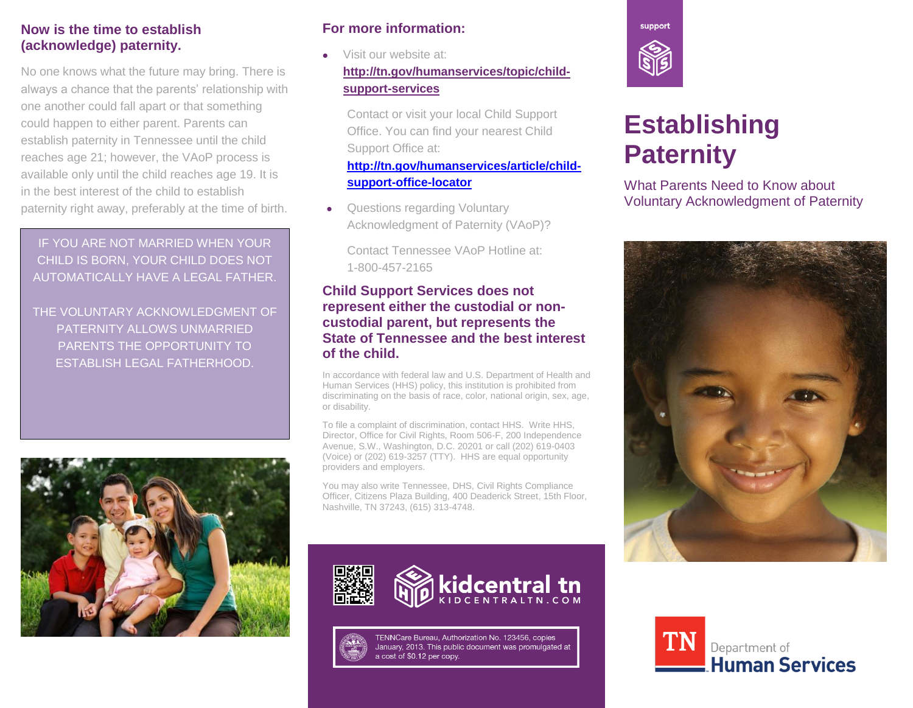## Now is the time to establish (acknowledge) paternity.

No one knows what the future may bring. There is always a chance that the parents' relationship with one another could fall apart or that something could happen to either parent. Parents can establish paternity in Tennessee until the child reaches age 21; however, the VAoP process is available only until the child reaches age 19. It is in the best interest of the child to establish paternity right away, preferably at the time of birth.

IF YOU ARE NOT MARRIED WHEN YOUR CHILD IS BORN, YOUR CHILD DOES NOT AUTOMATICALLY HAVE A LEGAL FATHER.

THE VOLUNTARY ACKNOWLEDGMENT OF PATERNITY ALLOWS UNMARRIED PARENTS THE OPPORTUNITY TO ESTABLISH LEGAL FATHERHOOD.

## For more information:

- Visit our website at: **http://tn.gov/humanservices/topic/child-support-services**

  Contact or visit your local Child Support Office. You can find your nearest Child Support Office at: **http://tn.gov/humanservices/article/child-support-office-locator**

- Questions regarding Voluntary Acknowledgment of Paternity (VAoP)?

  Contact Tennessee VAoP Hotline at: 1-800-457-2165

### Child Support Services does not represent either the custodial or non-custodial parent, but represents the State of Tennessee and the best interest of the child.

In accordance with federal law and U.S. Department of Health and Human Services (HHS) policy, this institution is prohibited from discriminating on the basis of race, color, national origin, sex, age, or disability.

To file a complaint of discrimination, contact HHS. Write HHS, Director, Office for Civil Rights, Room 506-F, 200 Independence Avenue, S.W., Washington, D.C. 20201 or call (202) 619-0403 (Voice) or (202) 619-3257 (TTY). HHS are equal opportunity providers and employers.

You may also write Tennessee, DHS, Civil Rights Compliance Officer, Citizens Plaza Building, 400 Deaderick Street, 15th Floor, Nashville, TN 37243, (615) 313-4748.

kidcentral tn
KIDCENTRALTN.COM

TENNCare Bureau, Authorization No. 123456, copies January, 2013. This public document was promulgated at a cost of $0.12 per copy.

support

# Establishing Paternity

What Parents Need to Know about Voluntary Acknowledgment of Paternity

TN Department of Human Services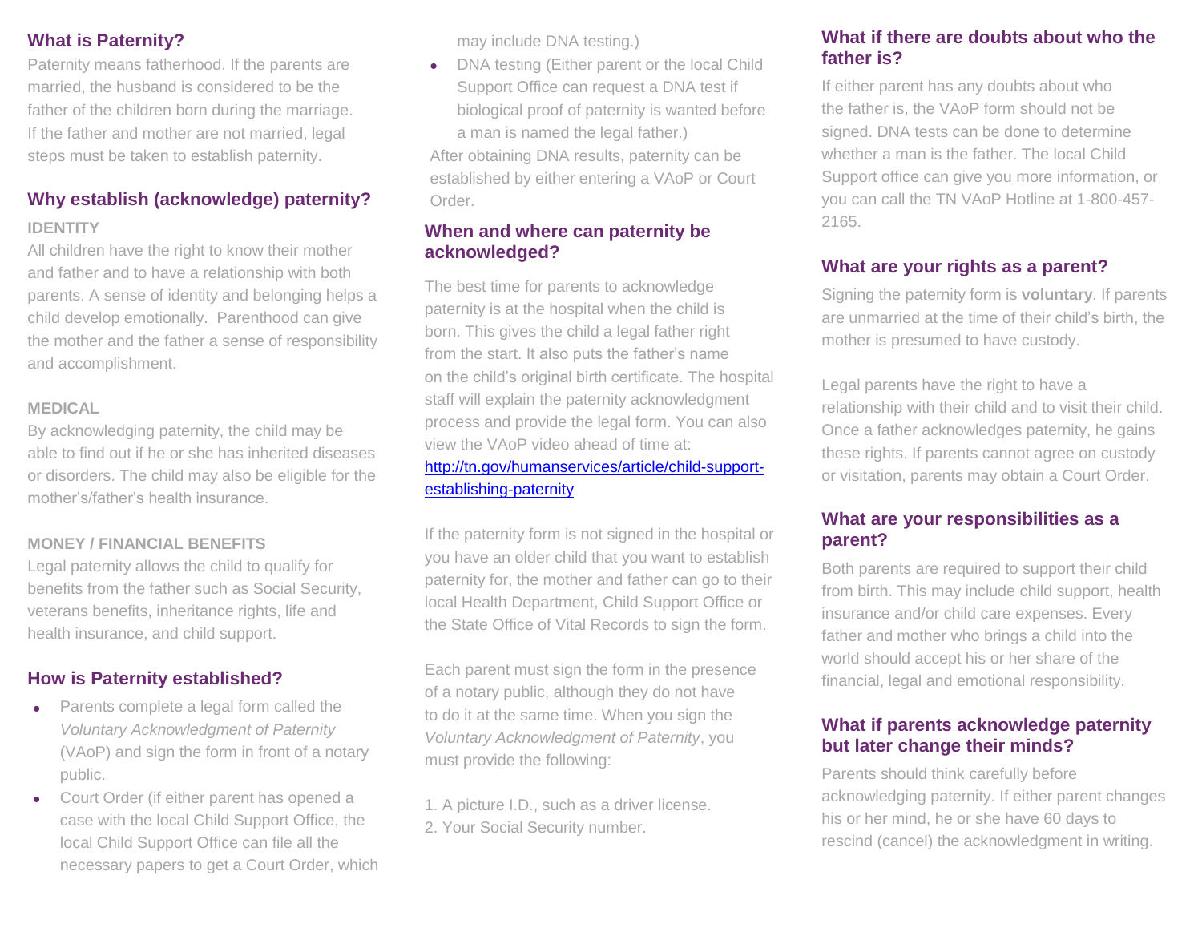## What is Paternity?

Paternity means fatherhood. If the parents are married, the husband is considered to be the father of the children born during the marriage. If the father and mother are not married, legal steps must be taken to establish paternity.

## Why establish (acknowledge) paternity?

**IDENTITY**

All children have the right to know their mother and father and to have a relationship with both parents. A sense of identity and belonging helps a child develop emotionally. Parenthood can give the mother and the father a sense of responsibility and accomplishment.

**MEDICAL**

By acknowledging paternity, the child may be able to find out if he or she has inherited diseases or disorders. The child may also be eligible for the mother's/father's health insurance.

**MONEY / FINANCIAL BENEFITS**

Legal paternity allows the child to qualify for benefits from the father such as Social Security, veterans benefits, inheritance rights, life and health insurance, and child support.

## How is Paternity established?

- Parents complete a legal form called the *Voluntary Acknowledgment of Paternity* (VAoP) and sign the form in front of a notary public.
- Court Order (if either parent has opened a case with the local Child Support Office, the local Child Support Office can file all the necessary papers to get a Court Order, which may include DNA testing.)
- DNA testing (Either parent or the local Child Support Office can request a DNA test if biological proof of paternity is wanted before a man is named the legal father.)

After obtaining DNA results, paternity can be established by either entering a VAoP or Court Order.

## When and where can paternity be acknowledged?

The best time for parents to acknowledge paternity is at the hospital when the child is born. This gives the child a legal father right from the start. It also puts the father's name on the child's original birth certificate. The hospital staff will explain the paternity acknowledgment process and provide the legal form. You can also view the VAoP video ahead of time at: [http://tn.gov/humanservices/article/child-support-establishing-paternity](http://tn.gov/humanservices/article/child-support-establishing-paternity)

If the paternity form is not signed in the hospital or you have an older child that you want to establish paternity for, the mother and father can go to their local Health Department, Child Support Office or the State Office of Vital Records to sign the form.

Each parent must sign the form in the presence of a notary public, although they do not have to do it at the same time. When you sign the *Voluntary Acknowledgment of Paternity*, you must provide the following:

1. A picture I.D., such as a driver license.
2. Your Social Security number.

## What if there are doubts about who the father is?

If either parent has any doubts about who the father is, the VAoP form should not be signed. DNA tests can be done to determine whether a man is the father. The local Child Support office can give you more information, or you can call the TN VAoP Hotline at 1-800-457-2165.

## What are your rights as a parent?

Signing the paternity form is **voluntary**. If parents are unmarried at the time of their child's birth, the mother is presumed to have custody.

Legal parents have the right to have a relationship with their child and to visit their child. Once a father acknowledges paternity, he gains these rights. If parents cannot agree on custody or visitation, parents may obtain a Court Order.

## What are your responsibilities as a parent?

Both parents are required to support their child from birth. This may include child support, health insurance and/or child care expenses. Every father and mother who brings a child into the world should accept his or her share of the financial, legal and emotional responsibility.

## What if parents acknowledge paternity but later change their minds?

Parents should think carefully before acknowledging paternity. If either parent changes his or her mind, he or she have 60 days to rescind (cancel) the acknowledgment in writing.